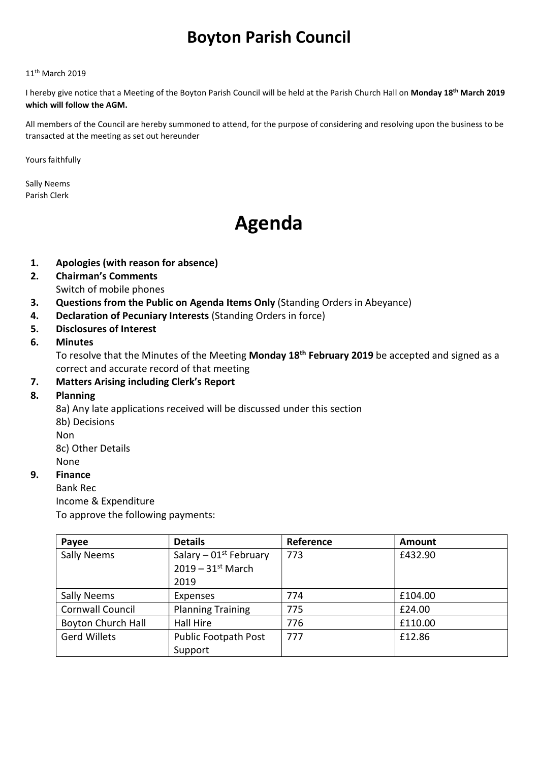# Boyton Parish Council

11th March 2019

I hereby give notice that a Meeting of the Boyton Parish Council will be held at the Parish Church Hall on **Monday 18th March 2019 which will follow the AGM.**

All members of the Council are hereby summoned to attend, for the purpose of considering and resolving upon the business to be transacted at the meeting as set out hereunder

Yours faithfully

Sally Neems
Parish Clerk

# Agenda

1. **Apologies (with reason for absence)**
2. **Chairman's Comments**
   Switch of mobile phones
3. **Questions from the Public on Agenda Items Only** (Standing Orders in Abeyance)
4. **Declaration of Pecuniary Interests** (Standing Orders in force)
5. **Disclosures of Interest**
6. **Minutes**
   To resolve that the Minutes of the Meeting **Monday 18th February 2019** be accepted and signed as a correct and accurate record of that meeting
7. **Matters Arising including Clerk's Report**
8. **Planning**
   8a) Any late applications received will be discussed under this section
   8b) Decisions
   Non
   8c) Other Details
   None
9. **Finance**
   Bank Rec
   Income & Expenditure
   To approve the following payments:

| Payee | Details | Reference | Amount |
|---|---|---|---|
| Sally Neems | Salary – 01st February 2019 – 31st March 2019 | 773 | £432.90 |
| Sally Neems | Expenses | 774 | £104.00 |
| Cornwall Council | Planning Training | 775 | £24.00 |
| Boyton Church Hall | Hall Hire | 776 | £110.00 |
| Gerd Willets | Public Footpath Post Support | 777 | £12.86 |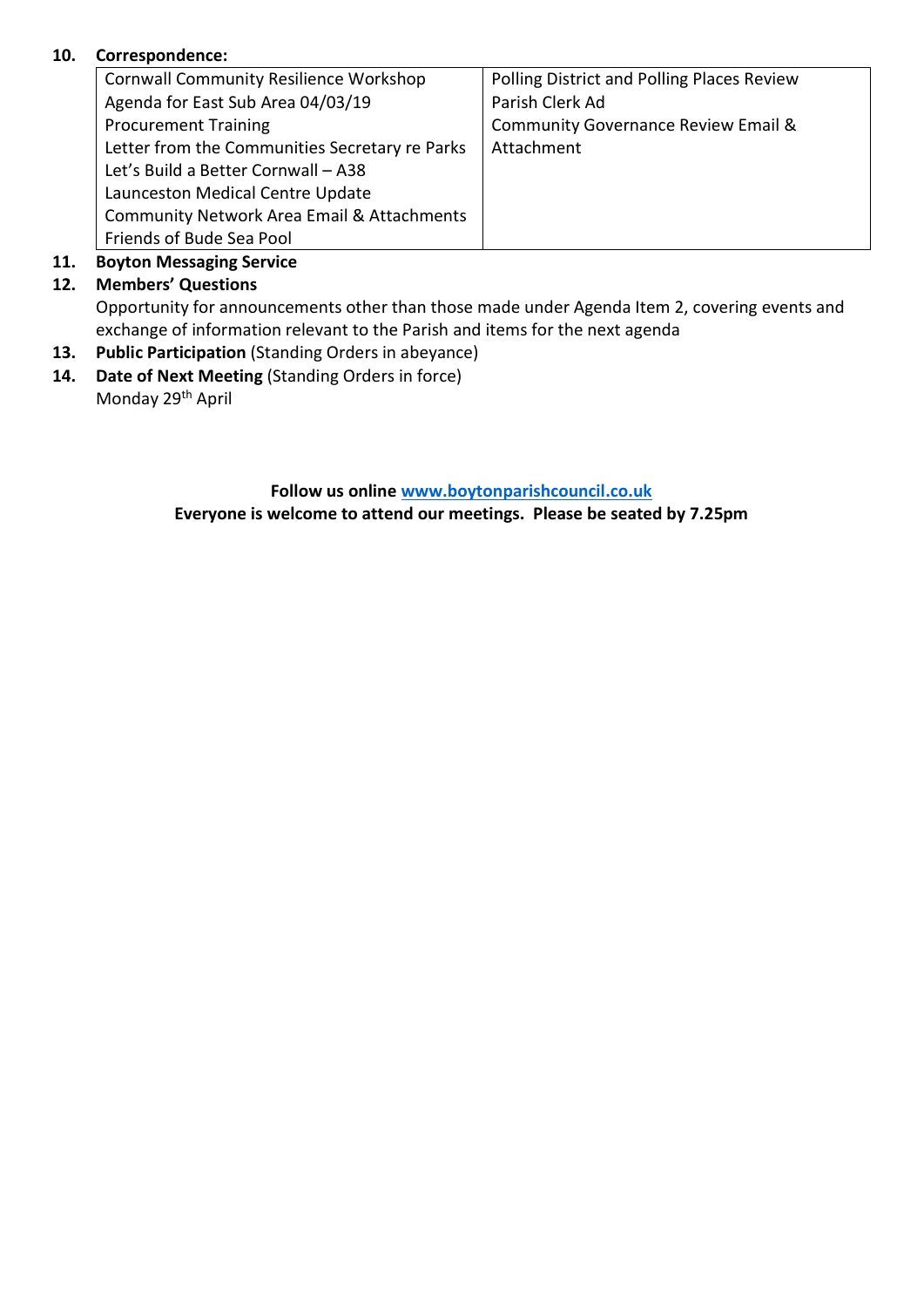10. **Correspondence:**

| | |
|---|---|
| Cornwall Community Resilience Workshop | Polling District and Polling Places Review |
| Agenda for East Sub Area 04/03/19 | Parish Clerk Ad |
| Procurement Training | Community Governance Review Email & Attachment |
| Letter from the Communities Secretary re Parks | |
| Let's Build a Better Cornwall – A38 | |
| Launceston Medical Centre Update | |
| Community Network Area Email & Attachments | |
| Friends of Bude Sea Pool | |

11. **Boyton Messaging Service**
12. **Members' Questions**
    Opportunity for announcements other than those made under Agenda Item 2, covering events and exchange of information relevant to the Parish and items for the next agenda
13. **Public Participation** (Standing Orders in abeyance)
14. **Date of Next Meeting** (Standing Orders in force)
    Monday 29th April

**Follow us online [www.boytonparishcouncil.co.uk](http://www.boytonparishcouncil.co.uk)**
**Everyone is welcome to attend our meetings. Please be seated by 7.25pm**